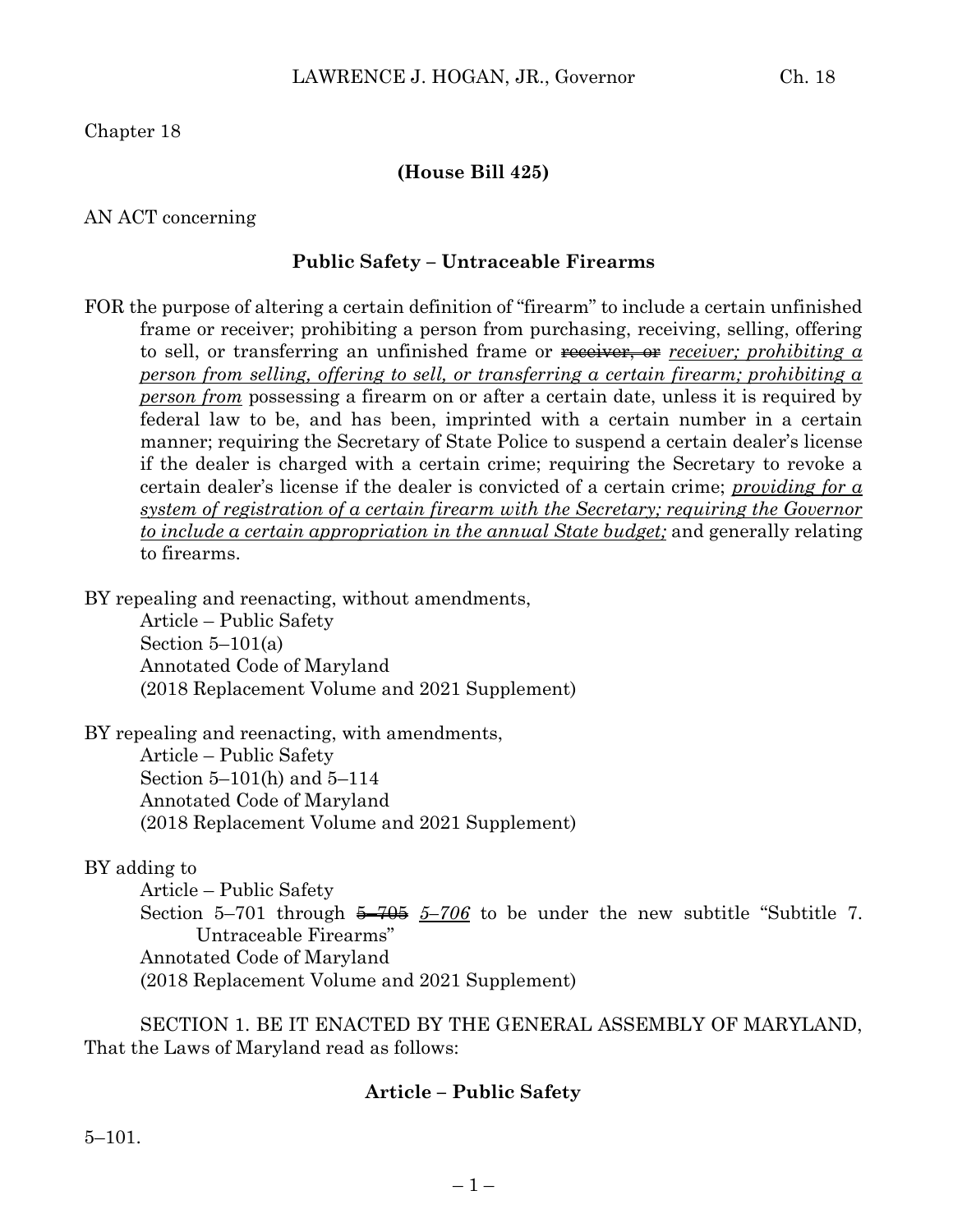Chapter 18

**(House Bill 425)**

AN ACT concerning

**Public Safety – Untraceable Firearms**

FOR the purpose of altering a certain definition of "firearm" to include a certain unfinished frame or receiver; prohibiting a person from purchasing, receiving, selling, offering to sell, or transferring an unfinished frame or ~~receiver, or~~ *<u>receiver; prohibiting a person from selling, offering to sell, or transferring a certain firearm; prohibiting a person from</u>* possessing a firearm on or after a certain date, unless it is required by federal law to be, and has been, imprinted with a certain number in a certain manner; requiring the Secretary of State Police to suspend a certain dealer's license if the dealer is charged with a certain crime; requiring the Secretary to revoke a certain dealer's license if the dealer is convicted of a certain crime; *<u>providing for a system of registration of a certain firearm with the Secretary; requiring the Governor to include a certain appropriation in the annual State budget;</u>* and generally relating to firearms.

BY repealing and reenacting, without amendments,
Article – Public Safety
Section 5–101(a)
Annotated Code of Maryland
(2018 Replacement Volume and 2021 Supplement)

BY repealing and reenacting, with amendments,
Article – Public Safety
Section 5–101(h) and 5–114
Annotated Code of Maryland
(2018 Replacement Volume and 2021 Supplement)

BY adding to
Article – Public Safety
Section 5–701 through ~~5–705~~ *<u>5–706</u>* to be under the new subtitle "Subtitle 7. Untraceable Firearms"
Annotated Code of Maryland
(2018 Replacement Volume and 2021 Supplement)

SECTION 1. BE IT ENACTED BY THE GENERAL ASSEMBLY OF MARYLAND, That the Laws of Maryland read as follows:

**Article – Public Safety**

5–101.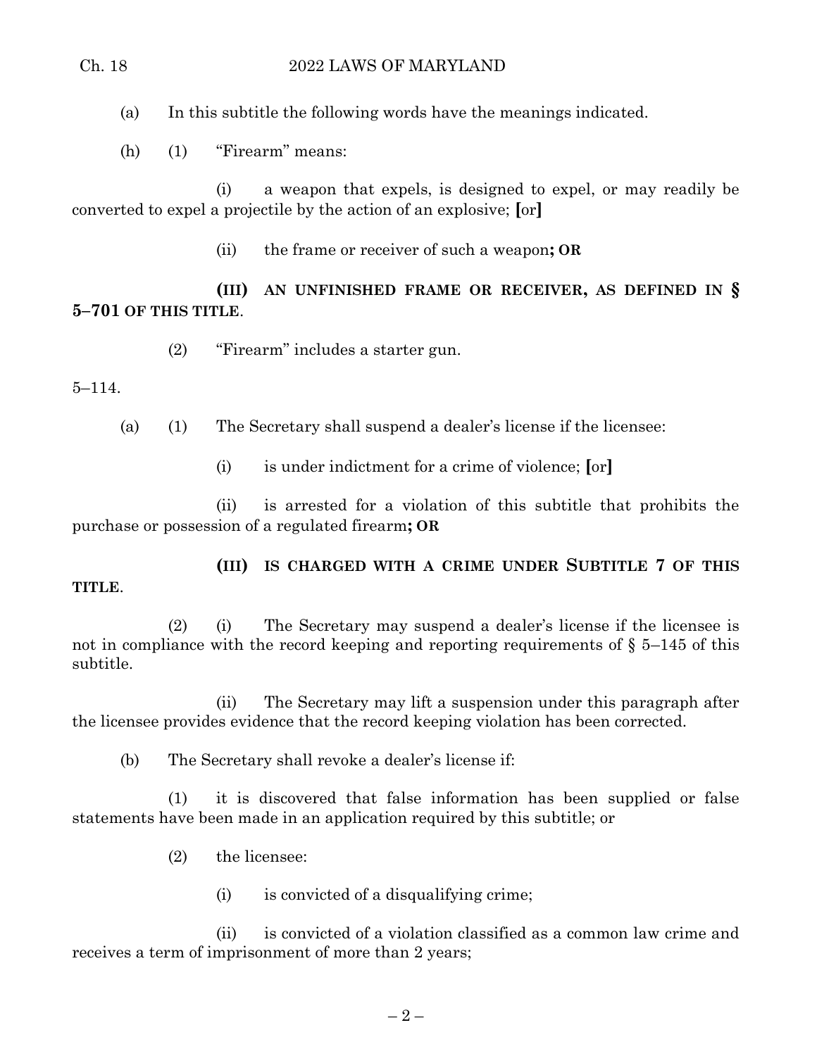(a) In this subtitle the following words have the meanings indicated.

(h) (1) "Firearm" means:

(i) a weapon that expels, is designed to expel, or may readily be converted to expel a projectile by the action of an explosive; **[**or**]**

(ii) the frame or receiver of such a weapon**; OR**

**(III) AN UNFINISHED FRAME OR RECEIVER, AS DEFINED IN § 5–701 OF THIS TITLE**.

(2) "Firearm" includes a starter gun.

5–114.

(a) (1) The Secretary shall suspend a dealer's license if the licensee:

(i) is under indictment for a crime of violence; **[**or**]**

(ii) is arrested for a violation of this subtitle that prohibits the purchase or possession of a regulated firearm**; OR**

**(III) IS CHARGED WITH A CRIME UNDER SUBTITLE 7 OF THIS TITLE**.

(2) (i) The Secretary may suspend a dealer's license if the licensee is not in compliance with the record keeping and reporting requirements of § 5–145 of this subtitle.

(ii) The Secretary may lift a suspension under this paragraph after the licensee provides evidence that the record keeping violation has been corrected.

(b) The Secretary shall revoke a dealer's license if:

(1) it is discovered that false information has been supplied or false statements have been made in an application required by this subtitle; or

(2) the licensee:

(i) is convicted of a disqualifying crime;

(ii) is convicted of a violation classified as a common law crime and receives a term of imprisonment of more than 2 years;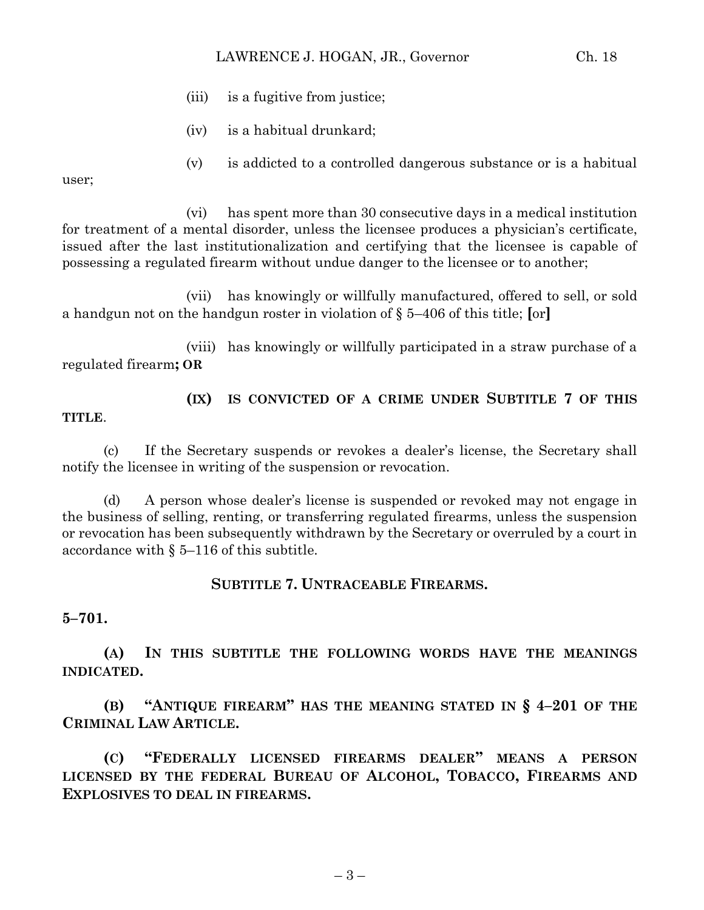(iii) is a fugitive from justice;

(iv) is a habitual drunkard;

(v) is addicted to a controlled dangerous substance or is a habitual user;

(vi) has spent more than 30 consecutive days in a medical institution for treatment of a mental disorder, unless the licensee produces a physician's certificate, issued after the last institutionalization and certifying that the licensee is capable of possessing a regulated firearm without undue danger to the licensee or to another;

(vii) has knowingly or willfully manufactured, offered to sell, or sold a handgun not on the handgun roster in violation of § 5–406 of this title; **[**or**]**

(viii) has knowingly or willfully participated in a straw purchase of a regulated firearm**; OR**

**(IX) IS CONVICTED OF A CRIME UNDER SUBTITLE 7 OF THIS TITLE**.

(c) If the Secretary suspends or revokes a dealer's license, the Secretary shall notify the licensee in writing of the suspension or revocation.

(d) A person whose dealer's license is suspended or revoked may not engage in the business of selling, renting, or transferring regulated firearms, unless the suspension or revocation has been subsequently withdrawn by the Secretary or overruled by a court in accordance with § 5–116 of this subtitle.

**SUBTITLE 7. UNTRACEABLE FIREARMS.**

**5–701.**

**(A) IN THIS SUBTITLE THE FOLLOWING WORDS HAVE THE MEANINGS INDICATED.**

**(B) "ANTIQUE FIREARM" HAS THE MEANING STATED IN § 4–201 OF THE CRIMINAL LAW ARTICLE.**

**(C) "FEDERALLY LICENSED FIREARMS DEALER" MEANS A PERSON LICENSED BY THE FEDERAL BUREAU OF ALCOHOL, TOBACCO, FIREARMS AND EXPLOSIVES TO DEAL IN FIREARMS.**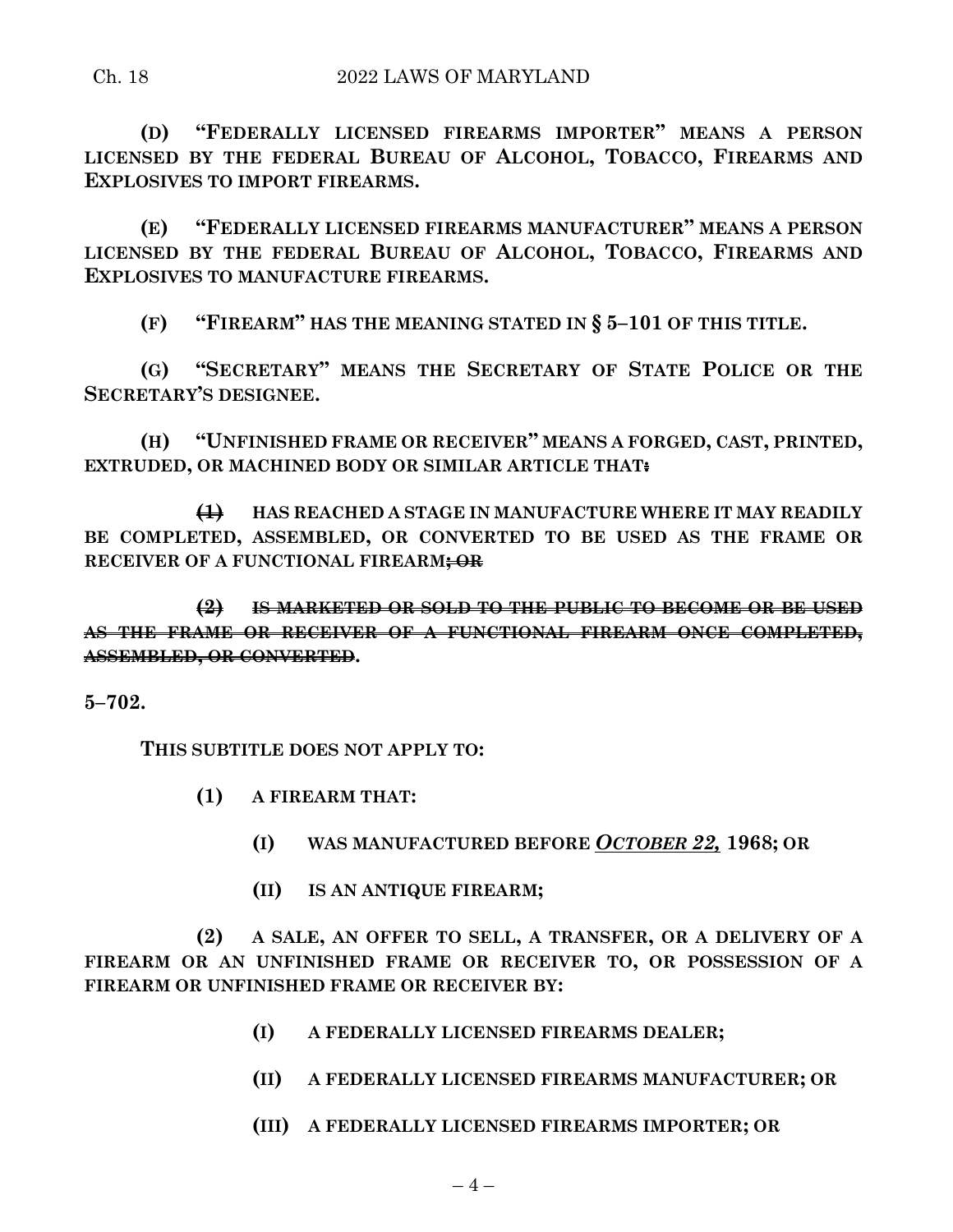**(D) "FEDERALLY LICENSED FIREARMS IMPORTER" MEANS A PERSON LICENSED BY THE FEDERAL BUREAU OF ALCOHOL, TOBACCO, FIREARMS AND EXPLOSIVES TO IMPORT FIREARMS.**

**(E) "FEDERALLY LICENSED FIREARMS MANUFACTURER" MEANS A PERSON LICENSED BY THE FEDERAL BUREAU OF ALCOHOL, TOBACCO, FIREARMS AND EXPLOSIVES TO MANUFACTURE FIREARMS.**

**(F) "FIREARM" HAS THE MEANING STATED IN § 5–101 OF THIS TITLE.**

**(G) "SECRETARY" MEANS THE SECRETARY OF STATE POLICE OR THE SECRETARY'S DESIGNEE.**

**(H) "UNFINISHED FRAME OR RECEIVER" MEANS A FORGED, CAST, PRINTED, EXTRUDED, OR MACHINED BODY OR SIMILAR ARTICLE THAT~~:~~**

**~~(1)~~ HAS REACHED A STAGE IN MANUFACTURE WHERE IT MAY READILY BE COMPLETED, ASSEMBLED, OR CONVERTED TO BE USED AS THE FRAME OR RECEIVER OF A FUNCTIONAL FIREARM~~; OR~~**

**~~(2) IS MARKETED OR SOLD TO THE PUBLIC TO BECOME OR BE USED AS THE FRAME OR RECEIVER OF A FUNCTIONAL FIREARM ONCE COMPLETED, ASSEMBLED, OR CONVERTED~~.**

**5–702.**

**THIS SUBTITLE DOES NOT APPLY TO:**

**(1) A FIREARM THAT:**

**(I) WAS MANUFACTURED BEFORE *OCTOBER 22,* 1968; OR**

**(II) IS AN ANTIQUE FIREARM;**

**(2) A SALE, AN OFFER TO SELL, A TRANSFER, OR A DELIVERY OF A FIREARM OR AN UNFINISHED FRAME OR RECEIVER TO, OR POSSESSION OF A FIREARM OR UNFINISHED FRAME OR RECEIVER BY:**

**(I) A FEDERALLY LICENSED FIREARMS DEALER;**

**(II) A FEDERALLY LICENSED FIREARMS MANUFACTURER; OR**

**(III) A FEDERALLY LICENSED FIREARMS IMPORTER; OR**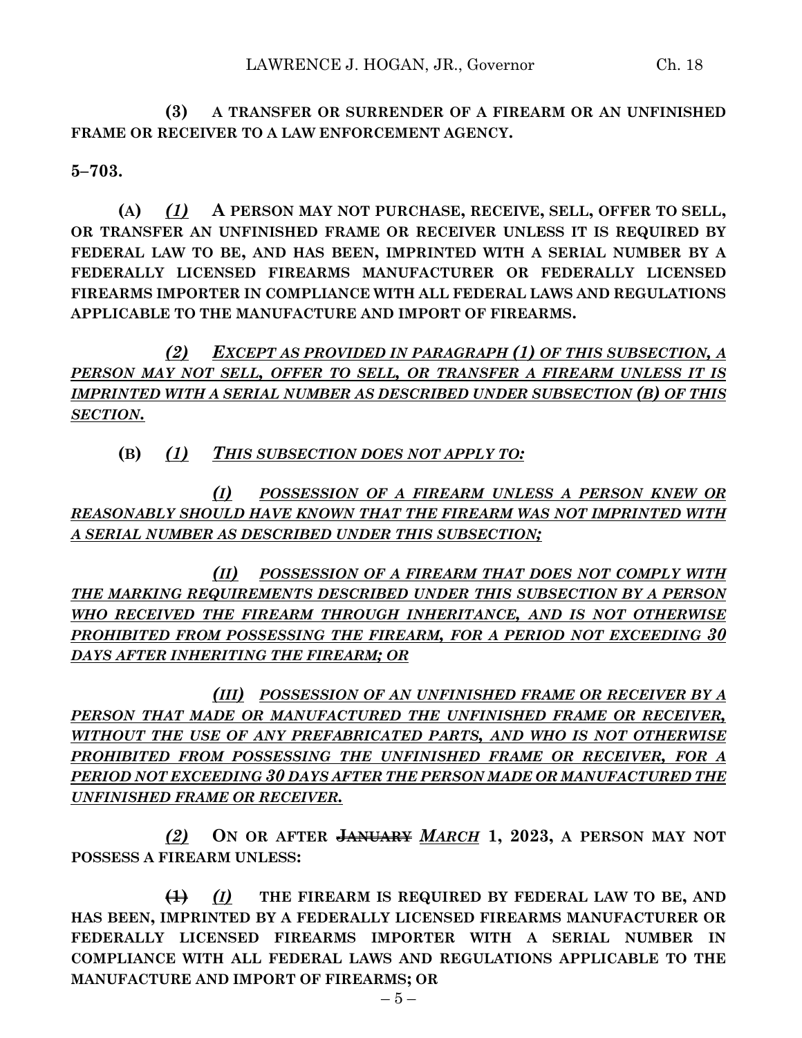**(3) A TRANSFER OR SURRENDER OF A FIREARM OR AN UNFINISHED FRAME OR RECEIVER TO A LAW ENFORCEMENT AGENCY.**

**5–703.**

**(A)** *(1)* **A PERSON MAY NOT PURCHASE, RECEIVE, SELL, OFFER TO SELL, OR TRANSFER AN UNFINISHED FRAME OR RECEIVER UNLESS IT IS REQUIRED BY FEDERAL LAW TO BE, AND HAS BEEN, IMPRINTED WITH A SERIAL NUMBER BY A FEDERALLY LICENSED FIREARMS MANUFACTURER OR FEDERALLY LICENSED FIREARMS IMPORTER IN COMPLIANCE WITH ALL FEDERAL LAWS AND REGULATIONS APPLICABLE TO THE MANUFACTURE AND IMPORT OF FIREARMS.**

*(2) EXCEPT AS PROVIDED IN PARAGRAPH (1) OF THIS SUBSECTION, A PERSON MAY NOT SELL, OFFER TO SELL, OR TRANSFER A FIREARM UNLESS IT IS IMPRINTED WITH A SERIAL NUMBER AS DESCRIBED UNDER SUBSECTION (B) OF THIS SECTION.*

**(B)** *(1) THIS SUBSECTION DOES NOT APPLY TO:*

*(I) POSSESSION OF A FIREARM UNLESS A PERSON KNEW OR REASONABLY SHOULD HAVE KNOWN THAT THE FIREARM WAS NOT IMPRINTED WITH A SERIAL NUMBER AS DESCRIBED UNDER THIS SUBSECTION;*

*(II) POSSESSION OF A FIREARM THAT DOES NOT COMPLY WITH THE MARKING REQUIREMENTS DESCRIBED UNDER THIS SUBSECTION BY A PERSON WHO RECEIVED THE FIREARM THROUGH INHERITANCE, AND IS NOT OTHERWISE PROHIBITED FROM POSSESSING THE FIREARM, FOR A PERIOD NOT EXCEEDING 30 DAYS AFTER INHERITING THE FIREARM; OR*

*(III) POSSESSION OF AN UNFINISHED FRAME OR RECEIVER BY A PERSON THAT MADE OR MANUFACTURED THE UNFINISHED FRAME OR RECEIVER, WITHOUT THE USE OF ANY PREFABRICATED PARTS, AND WHO IS NOT OTHERWISE PROHIBITED FROM POSSESSING THE UNFINISHED FRAME OR RECEIVER, FOR A PERIOD NOT EXCEEDING 30 DAYS AFTER THE PERSON MADE OR MANUFACTURED THE UNFINISHED FRAME OR RECEIVER.*

*(2)* **ON OR AFTER ~~JANUARY~~** *MARCH* **1, 2023, A PERSON MAY NOT POSSESS A FIREARM UNLESS:**

~~**(1)**~~ *(I)* **THE FIREARM IS REQUIRED BY FEDERAL LAW TO BE, AND HAS BEEN, IMPRINTED BY A FEDERALLY LICENSED FIREARMS MANUFACTURER OR FEDERALLY LICENSED FIREARMS IMPORTER WITH A SERIAL NUMBER IN COMPLIANCE WITH ALL FEDERAL LAWS AND REGULATIONS APPLICABLE TO THE MANUFACTURE AND IMPORT OF FIREARMS; OR**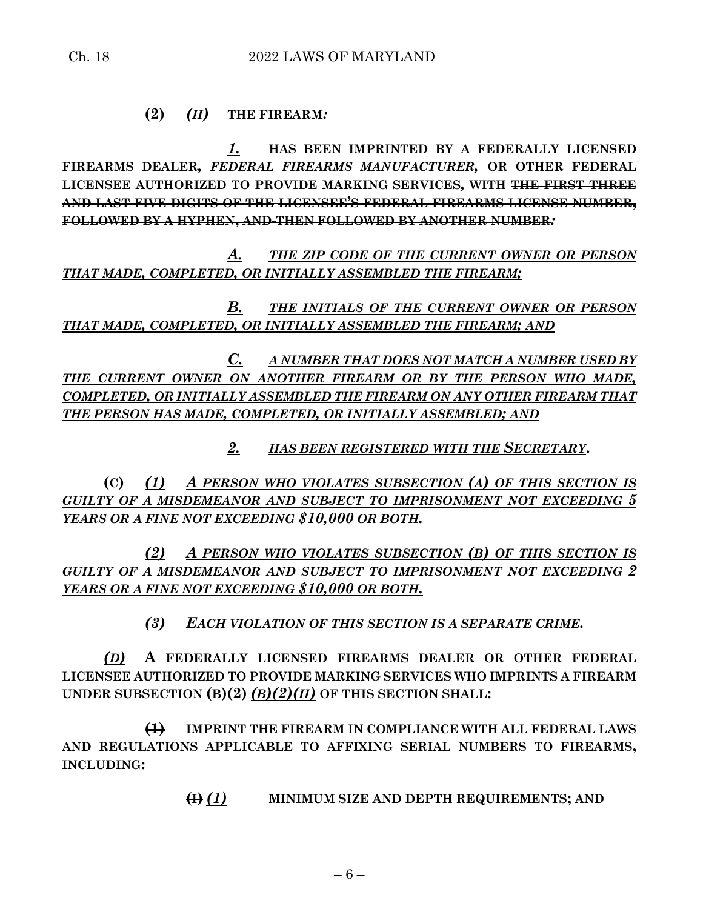**~~(2)~~** ***(II)*** **THE FIREARM*:***

***1.*** **HAS BEEN IMPRINTED BY A FEDERALLY LICENSED FIREARMS DEALER*, FEDERAL FIREARMS MANUFACTURER,* OR OTHER FEDERAL LICENSEE AUTHORIZED TO PROVIDE MARKING SERVICES*,* WITH ~~THE FIRST THREE AND LAST FIVE DIGITS OF THE LICENSEE'S FEDERAL FIREARMS LICENSE NUMBER, FOLLOWED BY A HYPHEN, AND THEN FOLLOWED BY ANOTHER NUMBER~~*:***

***A.*** *THE ZIP CODE OF THE CURRENT OWNER OR PERSON THAT MADE, COMPLETED, OR INITIALLY ASSEMBLED THE FIREARM;*

***B.*** *THE INITIALS OF THE CURRENT OWNER OR PERSON THAT MADE, COMPLETED, OR INITIALLY ASSEMBLED THE FIREARM; AND*

***C.*** *A NUMBER THAT DOES NOT MATCH A NUMBER USED BY THE CURRENT OWNER ON ANOTHER FIREARM OR BY THE PERSON WHO MADE, COMPLETED, OR INITIALLY ASSEMBLED THE FIREARM ON ANY OTHER FIREARM THAT THE PERSON HAS MADE, COMPLETED, OR INITIALLY ASSEMBLED; AND*

***2.*** *HAS BEEN REGISTERED WITH THE SECRETARY***.**

**(C)** *(1) A PERSON WHO VIOLATES SUBSECTION (A) OF THIS SECTION IS GUILTY OF A MISDEMEANOR AND SUBJECT TO IMPRISONMENT NOT EXCEEDING 5 YEARS OR A FINE NOT EXCEEDING $10,000 OR BOTH.*

*(2) A PERSON WHO VIOLATES SUBSECTION (B) OF THIS SECTION IS GUILTY OF A MISDEMEANOR AND SUBJECT TO IMPRISONMENT NOT EXCEEDING 2 YEARS OR A FINE NOT EXCEEDING $10,000 OR BOTH.*

*(3) EACH VIOLATION OF THIS SECTION IS A SEPARATE CRIME.*

*(D)* **A FEDERALLY LICENSED FIREARMS DEALER OR OTHER FEDERAL LICENSEE AUTHORIZED TO PROVIDE MARKING SERVICES WHO IMPRINTS A FIREARM UNDER SUBSECTION ~~(B)(2)~~ *(B)(2)(II)* OF THIS SECTION SHALL~~:~~**

**~~(1)~~ IMPRINT THE FIREARM IN COMPLIANCE WITH ALL FEDERAL LAWS AND REGULATIONS APPLICABLE TO AFFIXING SERIAL NUMBERS TO FIREARMS, INCLUDING:**

**~~(I)~~ *(1)* MINIMUM SIZE AND DEPTH REQUIREMENTS; AND**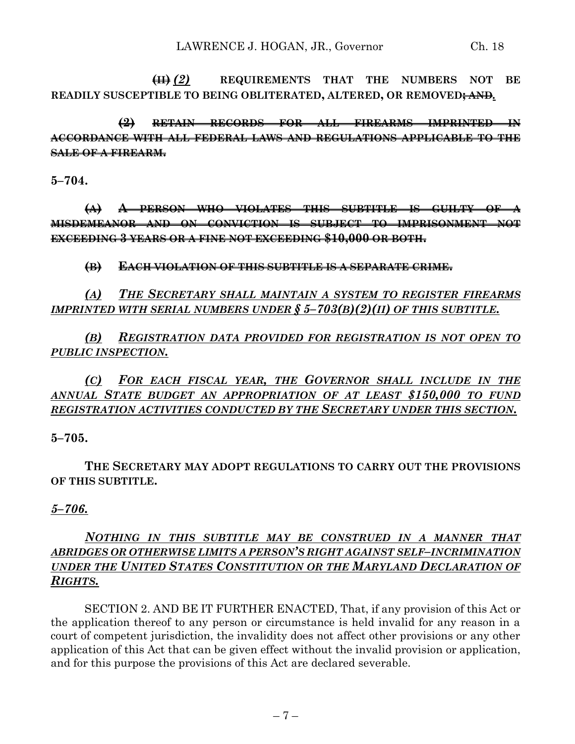~~**(II)**~~ ***(2)*** **REQUIREMENTS THAT THE NUMBERS NOT BE READILY SUSCEPTIBLE TO BEING OBLITERATED, ALTERED, OR REMOVED**~~**; AND**~~***.***

~~**(2) RETAIN RECORDS FOR ALL FIREARMS IMPRINTED IN ACCORDANCE WITH ALL FEDERAL LAWS AND REGULATIONS APPLICABLE TO THE SALE OF A FIREARM.**~~

**5–704.**

~~**(A) A PERSON WHO VIOLATES THIS SUBTITLE IS GUILTY OF A MISDEMEANOR AND ON CONVICTION IS SUBJECT TO IMPRISONMENT NOT EXCEEDING 3 YEARS OR A FINE NOT EXCEEDING $10,000 OR BOTH.**~~

~~**(B) EACH VIOLATION OF THIS SUBTITLE IS A SEPARATE CRIME.**~~

***(A) THE SECRETARY SHALL MAINTAIN A SYSTEM TO REGISTER FIREARMS IMPRINTED WITH SERIAL NUMBERS UNDER § 5–703(B)(2)(II) OF THIS SUBTITLE.***

***(B) REGISTRATION DATA PROVIDED FOR REGISTRATION IS NOT OPEN TO PUBLIC INSPECTION.***

***(C) FOR EACH FISCAL YEAR, THE GOVERNOR SHALL INCLUDE IN THE ANNUAL STATE BUDGET AN APPROPRIATION OF AT LEAST $150,000 TO FUND REGISTRATION ACTIVITIES CONDUCTED BY THE SECRETARY UNDER THIS SECTION.***

**5–705.**

**THE SECRETARY MAY ADOPT REGULATIONS TO CARRY OUT THE PROVISIONS OF THIS SUBTITLE.**

***5–706.***

***NOTHING IN THIS SUBTITLE MAY BE CONSTRUED IN A MANNER THAT ABRIDGES OR OTHERWISE LIMITS A PERSON'S RIGHT AGAINST SELF–INCRIMINATION UNDER THE UNITED STATES CONSTITUTION OR THE MARYLAND DECLARATION OF RIGHTS.***

SECTION 2. AND BE IT FURTHER ENACTED, That, if any provision of this Act or the application thereof to any person or circumstance is held invalid for any reason in a court of competent jurisdiction, the invalidity does not affect other provisions or any other application of this Act that can be given effect without the invalid provision or application, and for this purpose the provisions of this Act are declared severable.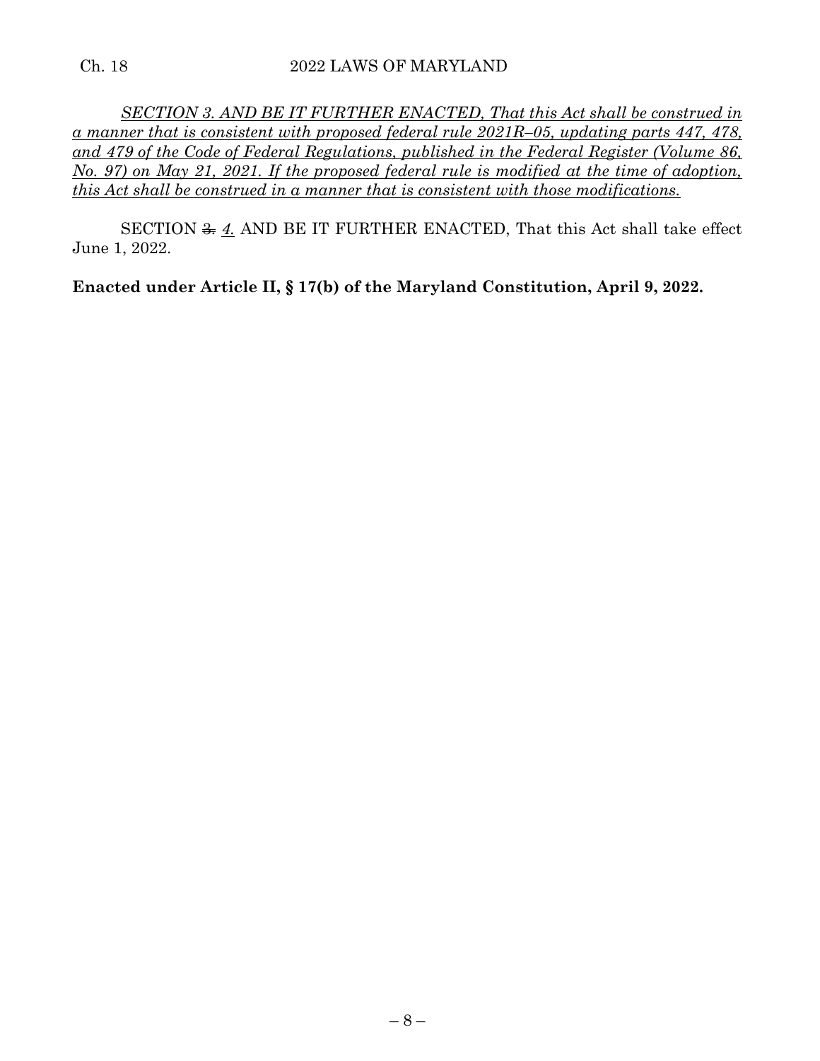*SECTION 3. AND BE IT FURTHER ENACTED, That this Act shall be construed in a manner that is consistent with proposed federal rule 2021R–05, updating parts 447, 478, and 479 of the Code of Federal Regulations, published in the Federal Register (Volume 86, No. 97) on May 21, 2021. If the proposed federal rule is modified at the time of adoption, this Act shall be construed in a manner that is consistent with those modifications.*

SECTION ~~3.~~ *4.* AND BE IT FURTHER ENACTED, That this Act shall take effect June 1, 2022.

**Enacted under Article II, § 17(b) of the Maryland Constitution, April 9, 2022.**